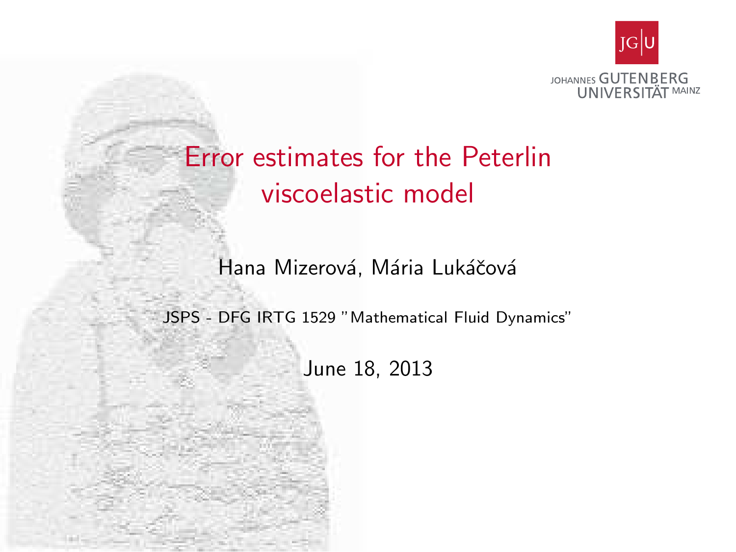JOHANNES GUTENBERG UNIVERSITÄT MAINZ

# Error estimates for the Peterlin viscoelastic model

Hana Mizerová, Mária Lukáčová

JSPS - DFG IRTG 1529 "Mathematical Fluid Dynamics"

June 18, 2013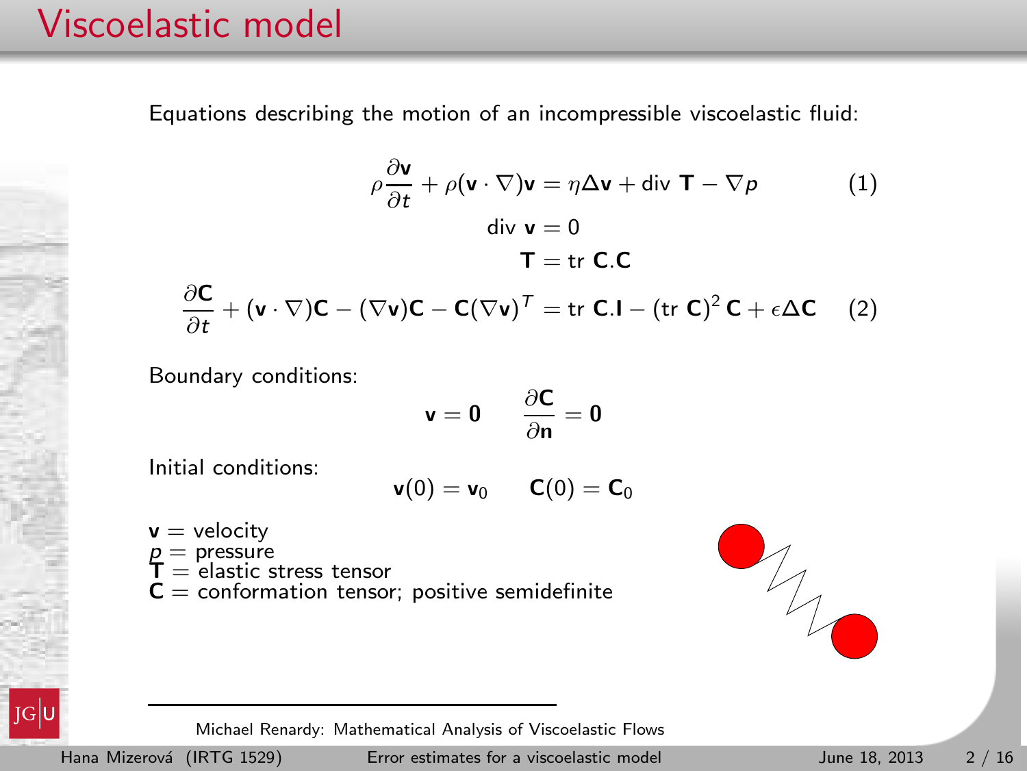# Viscoelastic model

Equations describing the motion of an incompressible viscoelastic fluid:

$$\rho \frac{\partial \mathbf{v}}{\partial t} + \rho(\mathbf{v} \cdot \nabla)\mathbf{v} = \eta \Delta \mathbf{v} + \text{div } \mathbf{T} - \nabla p \tag{1}$$

$$\text{div } \mathbf{v} = 0$$

$$\mathbf{T} = \text{tr } \mathbf{C}.\mathbf{C}$$

$$\frac{\partial \mathbf{C}}{\partial t} + (\mathbf{v} \cdot \nabla)\mathbf{C} - (\nabla \mathbf{v})\mathbf{C} - \mathbf{C}(\nabla \mathbf{v})^T = \text{tr } \mathbf{C}.\mathbf{I} - (\text{tr } \mathbf{C})^2 \, \mathbf{C} + \epsilon \Delta \mathbf{C} \tag{2}$$

Boundary conditions:

$$\mathbf{v} = \mathbf{0} \qquad \frac{\partial \mathbf{C}}{\partial \mathbf{n}} = \mathbf{0}$$

Initial conditions:

$$\mathbf{v}(0) = \mathbf{v}_0 \qquad \mathbf{C}(0) = \mathbf{C}_0$$

$\mathbf{v}$ = velocity
$p$ = pressure
$\mathbf{T}$ = elastic stress tensor
$\mathbf{C}$ = conformation tensor; positive semidefinite

Michael Renardy: Mathematical Analysis of Viscoelastic Flows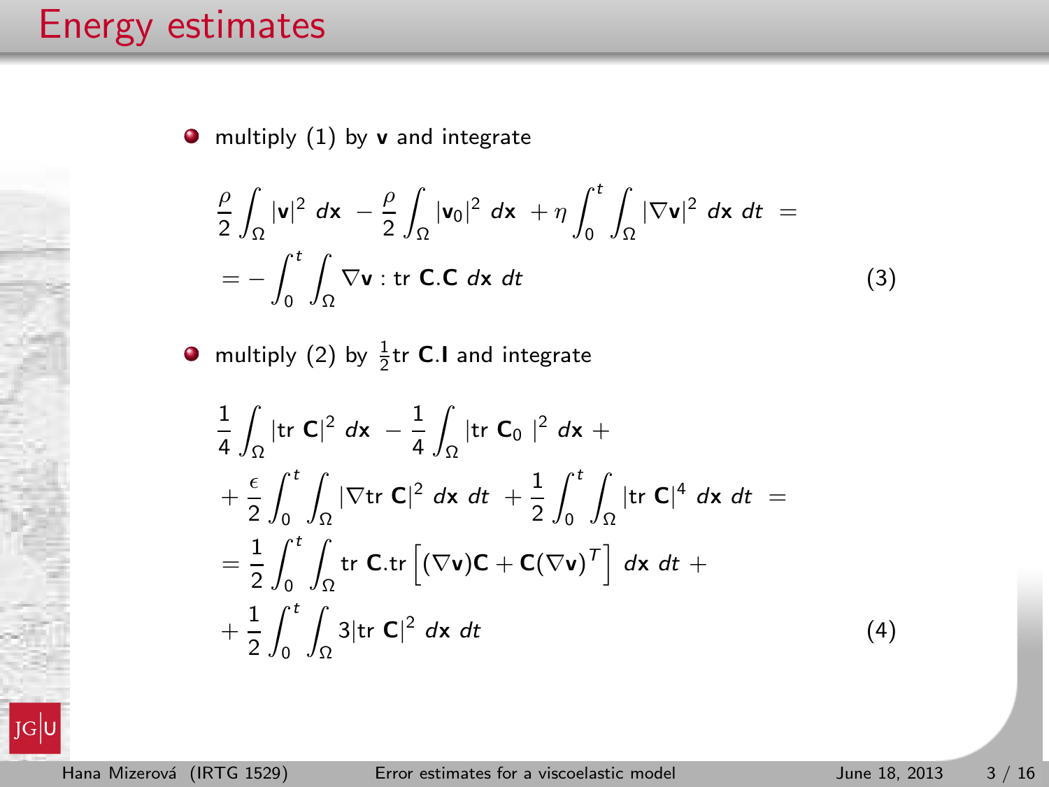# Energy estimates

- multiply (1) by $\mathbf{v}$ and integrate

$$
\frac{\rho}{2}\int_\Omega |\mathbf{v}|^2 \, d\mathbf{x} \; - \frac{\rho}{2}\int_\Omega |\mathbf{v}_0|^2 \, d\mathbf{x} \; + \eta \int_0^t \int_\Omega |\nabla \mathbf{v}|^2 \, d\mathbf{x} \, dt \; = 
$$

$$
= - \int_0^t \int_\Omega \nabla \mathbf{v} : \text{tr } \mathbf{C}.\mathbf{C} \, d\mathbf{x} \, dt \tag{3}
$$

- multiply (2) by $\frac{1}{2}\text{tr } \mathbf{C}.\mathbf{I}$ and integrate

$$
\frac{1}{4}\int_\Omega |\text{tr } \mathbf{C}|^2 \, d\mathbf{x} \; - \frac{1}{4}\int_\Omega |\text{tr } \mathbf{C}_0 \; |^2 \, d\mathbf{x} \; +
$$

$$
+ \frac{\epsilon}{2}\int_0^t \int_\Omega |\nabla \text{tr } \mathbf{C}|^2 \, d\mathbf{x} \, dt \; + \frac{1}{2}\int_0^t \int_\Omega |\text{tr } \mathbf{C}|^4 \, d\mathbf{x} \, dt \; =
$$

$$
= \frac{1}{2}\int_0^t \int_\Omega \text{tr } \mathbf{C}.\text{tr}\left[(\nabla \mathbf{v})\mathbf{C} + \mathbf{C}(\nabla \mathbf{v})^T\right] \, d\mathbf{x} \, dt \; +
$$

$$
+ \frac{1}{2}\int_0^t \int_\Omega 3|\text{tr } \mathbf{C}|^2 \, d\mathbf{x} \, dt \tag{4}
$$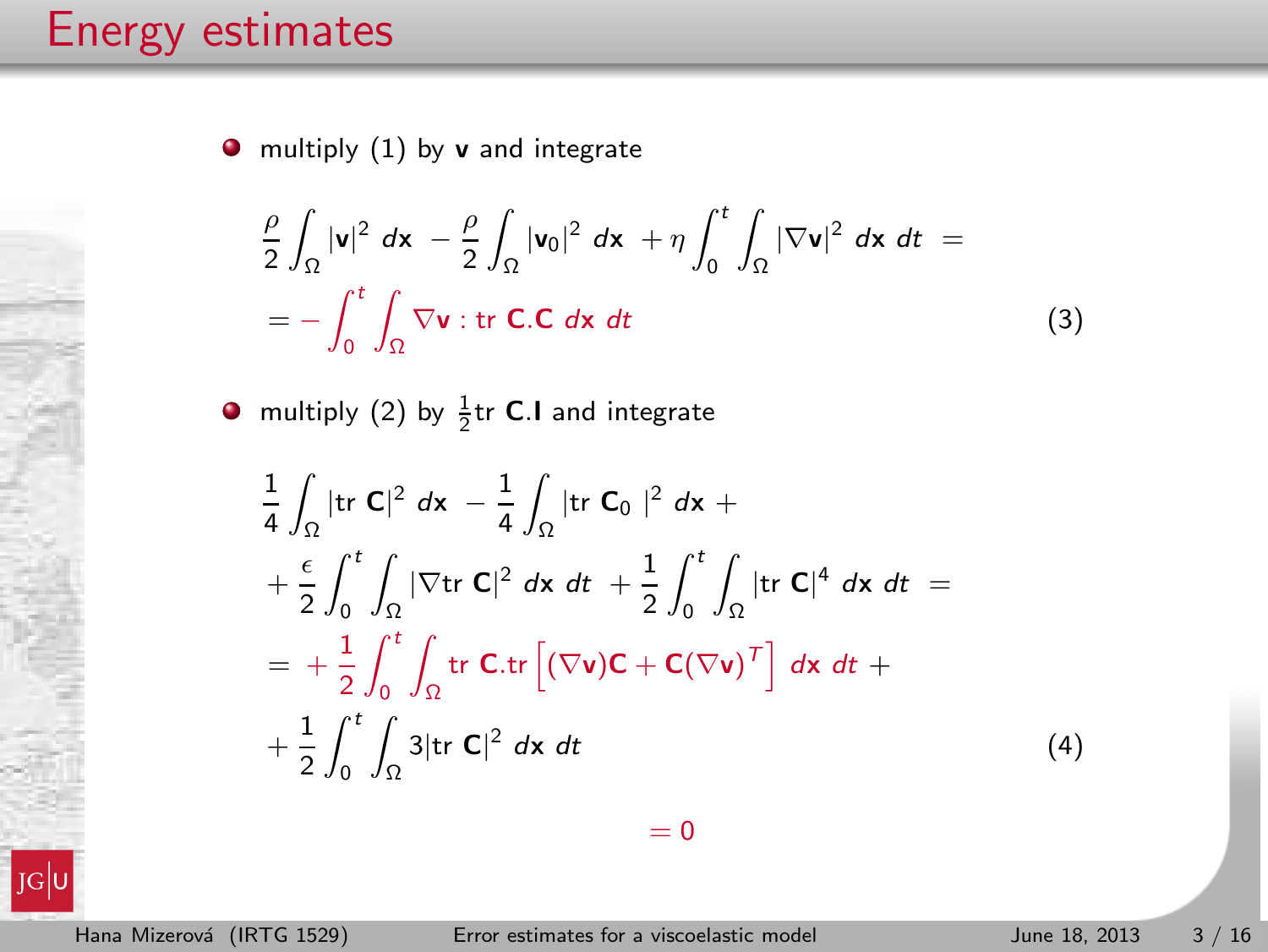# Energy estimates

- multiply (1) by $\mathbf{v}$ and integrate

$$
\begin{aligned}
&\frac{\rho}{2}\int_\Omega |\mathbf{v}|^2 \, d\mathbf{x} \; - \frac{\rho}{2}\int_\Omega |\mathbf{v}_0|^2 \, d\mathbf{x} \; + \eta \int_0^t \int_\Omega |\nabla \mathbf{v}|^2 \, d\mathbf{x} \, dt \; = \\
&= - \int_0^t \int_\Omega \nabla \mathbf{v} : \text{tr}\, \mathbf{C}.\mathbf{C} \, d\mathbf{x} \, dt
\end{aligned} \tag{3}
$$

- multiply (2) by $\frac{1}{2}\text{tr}\,\mathbf{C}.\mathbf{I}$ and integrate

$$
\begin{aligned}
&\frac{1}{4}\int_\Omega |\text{tr}\,\mathbf{C}|^2 \, d\mathbf{x} \; - \frac{1}{4}\int_\Omega |\text{tr}\,\mathbf{C}_0\,|^2 \, d\mathbf{x} \; + \\
&+ \frac{\epsilon}{2}\int_0^t \int_\Omega |\nabla \text{tr}\,\mathbf{C}|^2 \, d\mathbf{x} \, dt \; + \frac{1}{2}\int_0^t \int_\Omega |\text{tr}\,\mathbf{C}|^4 \, d\mathbf{x} \, dt \; = \\
&= \; + \frac{1}{2}\int_0^t \int_\Omega \text{tr}\,\mathbf{C}.\text{tr}\left[(\nabla \mathbf{v})\mathbf{C} + \mathbf{C}(\nabla \mathbf{v})^T\right] \, d\mathbf{x} \, dt \; + \\
&+ \frac{1}{2}\int_0^t \int_\Omega 3|\text{tr}\,\mathbf{C}|^2 \, d\mathbf{x} \, dt
\end{aligned} \tag{4}
$$

$= 0$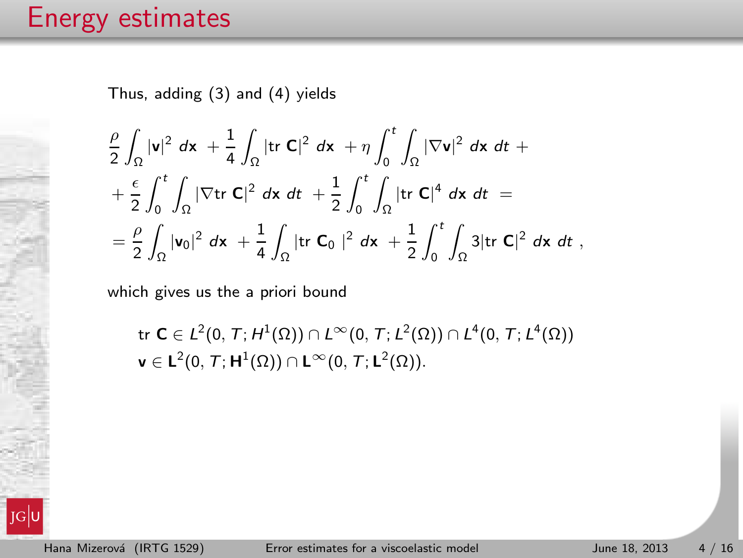# Energy estimates

Thus, adding (3) and (4) yields

$$
\begin{aligned}
&\frac{\rho}{2}\int_\Omega |\mathbf{v}|^2 \, d\mathbf{x} \; + \frac{1}{4}\int_\Omega |\mathrm{tr}\, \mathbf{C}|^2 \, d\mathbf{x} \; + \eta \int_0^t \int_\Omega |\nabla \mathbf{v}|^2 \, d\mathbf{x}\, dt \; + \\
&+ \frac{\epsilon}{2}\int_0^t \int_\Omega |\nabla \mathrm{tr}\, \mathbf{C}|^2 \, d\mathbf{x}\, dt \; + \frac{1}{2}\int_0^t \int_\Omega |\mathrm{tr}\, \mathbf{C}|^4 \, d\mathbf{x}\, dt \; = \\
&= \frac{\rho}{2}\int_\Omega |\mathbf{v}_0|^2 \, d\mathbf{x} \; + \frac{1}{4}\int_\Omega |\mathrm{tr}\, \mathbf{C}_0 \;|^2 \, d\mathbf{x} \; + \frac{1}{2}\int_0^t \int_\Omega 3|\mathrm{tr}\, \mathbf{C}|^2 \, d\mathbf{x}\, dt \; ,
\end{aligned}
$$

which gives us the a priori bound

$$
\begin{aligned}
&\mathrm{tr}\, \mathbf{C} \in L^2(0, T; H^1(\Omega)) \cap L^\infty(0, T; L^2(\Omega)) \cap L^4(0, T; L^4(\Omega)) \\
&\mathbf{v} \in \mathbf{L}^2(0, T; \mathbf{H}^1(\Omega)) \cap \mathbf{L}^\infty(0, T; \mathbf{L}^2(\Omega)).
\end{aligned}
$$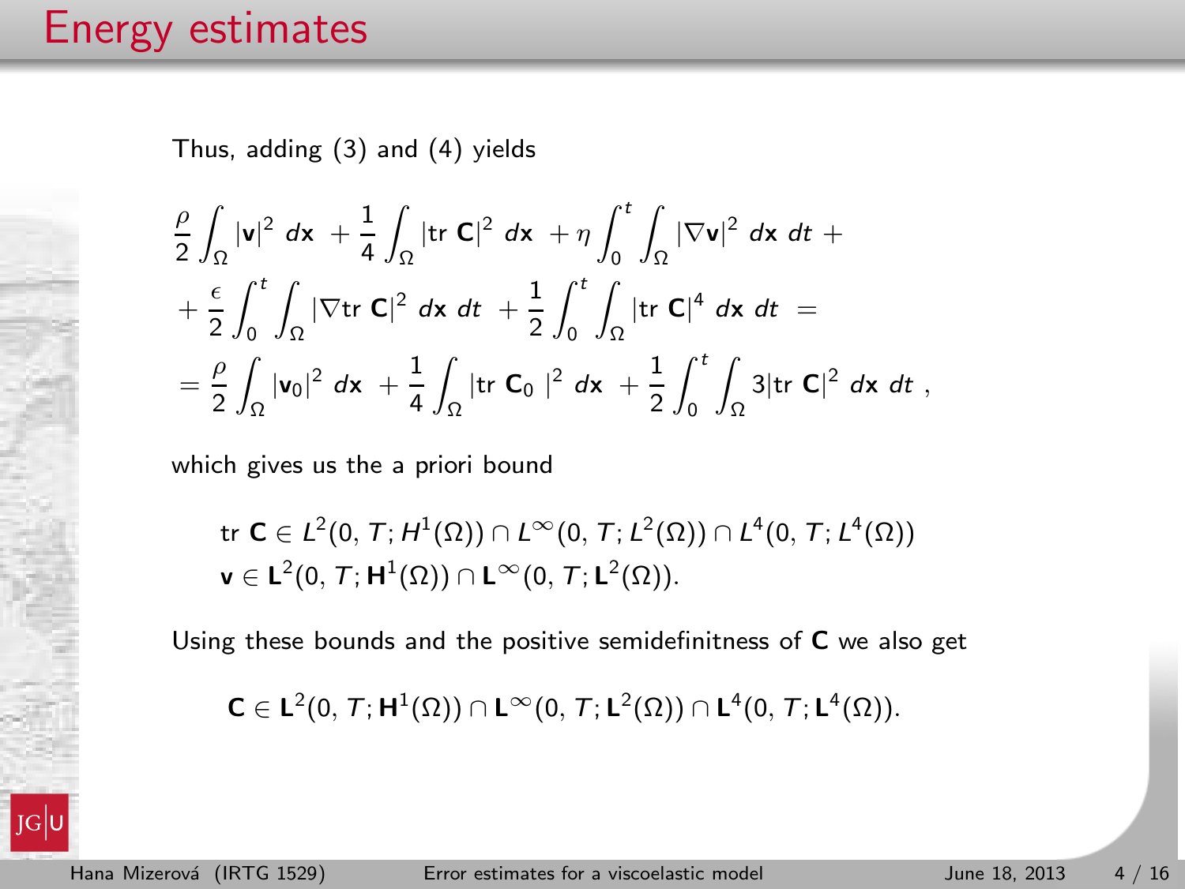# Energy estimates

Thus, adding (3) and (4) yields

$$
\begin{aligned}
&\frac{\rho}{2}\int_\Omega |\mathbf{v}|^2 \, d\mathbf{x} \; + \frac{1}{4}\int_\Omega |\mathrm{tr}\ \mathbf{C}|^2 \, d\mathbf{x} \; + \eta \int_0^t \int_\Omega |\nabla \mathbf{v}|^2 \, d\mathbf{x} \, dt \; + \\
&+ \frac{\epsilon}{2}\int_0^t \int_\Omega |\nabla \mathrm{tr}\ \mathbf{C}|^2 \, d\mathbf{x} \, dt \; + \frac{1}{2}\int_0^t \int_\Omega |\mathrm{tr}\ \mathbf{C}|^4 \, d\mathbf{x} \, dt \; = \\
&= \frac{\rho}{2}\int_\Omega |\mathbf{v}_0|^2 \, d\mathbf{x} \; + \frac{1}{4}\int_\Omega |\mathrm{tr}\ \mathbf{C}_0 \; |^2 \, d\mathbf{x} \; + \frac{1}{2}\int_0^t \int_\Omega 3|\mathrm{tr}\ \mathbf{C}|^2 \, d\mathbf{x} \, dt \; ,
\end{aligned}
$$

which gives us the a priori bound

$$
\begin{aligned}
&\mathrm{tr}\ \mathbf{C} \in L^2(0,T;H^1(\Omega)) \cap L^\infty(0,T;L^2(\Omega)) \cap L^4(0,T;L^4(\Omega)) \\
&\mathbf{v} \in \mathbf{L}^2(0,T;\mathbf{H}^1(\Omega)) \cap \mathbf{L}^\infty(0,T;\mathbf{L}^2(\Omega)).
\end{aligned}
$$

Using these bounds and the positive semidefinitness of $\mathbf{C}$ we also get

$$
\mathbf{C} \in \mathbf{L}^2(0,T;\mathbf{H}^1(\Omega)) \cap \mathbf{L}^\infty(0,T;\mathbf{L}^2(\Omega)) \cap \mathbf{L}^4(0,T;\mathbf{L}^4(\Omega)).
$$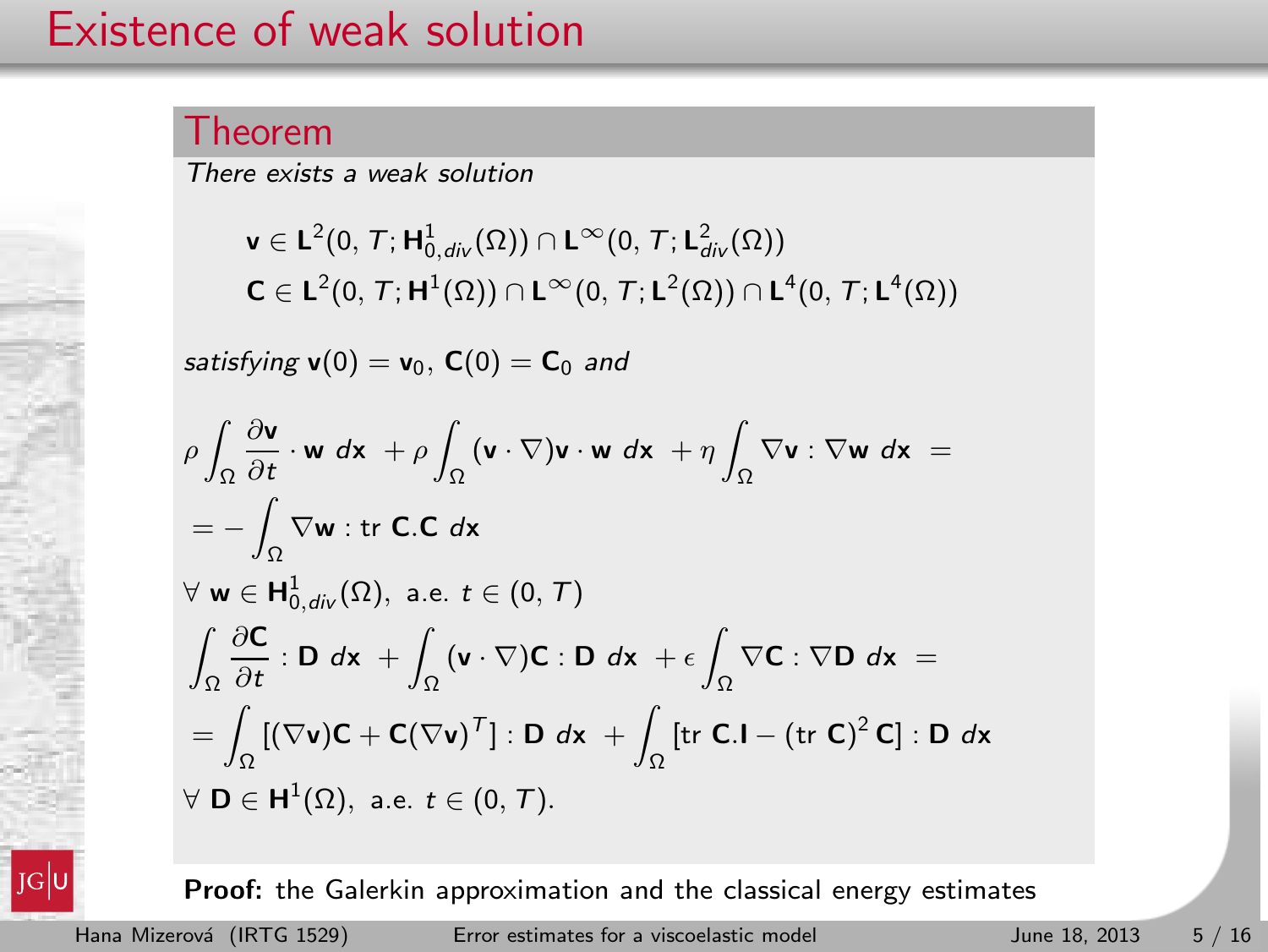# Existence of weak solution

## Theorem

*There exists a weak solution*

$$\mathbf{v} \in \mathbf{L}^2(0,T;\mathbf{H}^1_{0,div}(\Omega)) \cap \mathbf{L}^\infty(0,T;\mathbf{L}^2_{div}(\Omega))$$
$$\mathbf{C} \in \mathbf{L}^2(0,T;\mathbf{H}^1(\Omega)) \cap \mathbf{L}^\infty(0,T;\mathbf{L}^2(\Omega)) \cap \mathbf{L}^4(0,T;\mathbf{L}^4(\Omega))$$

*satisfying* $\mathbf{v}(0) = \mathbf{v}_0$, $\mathbf{C}(0) = \mathbf{C}_0$ *and*

$$\rho \int_\Omega \frac{\partial \mathbf{v}}{\partial t} \cdot \mathbf{w} \, d\mathbf{x} + \rho \int_\Omega (\mathbf{v} \cdot \nabla)\mathbf{v} \cdot \mathbf{w} \, d\mathbf{x} + \eta \int_\Omega \nabla \mathbf{v} : \nabla \mathbf{w} \, d\mathbf{x} =$$
$$= - \int_\Omega \nabla \mathbf{w} : \text{tr } \mathbf{C}.\mathbf{C} \, d\mathbf{x}$$

$\forall \; \mathbf{w} \in \mathbf{H}^1_{0,div}(\Omega)$, a.e. $t \in (0,T)$

$$\int_\Omega \frac{\partial \mathbf{C}}{\partial t} : \mathbf{D} \, d\mathbf{x} + \int_\Omega (\mathbf{v} \cdot \nabla)\mathbf{C} : \mathbf{D} \, d\mathbf{x} + \epsilon \int_\Omega \nabla \mathbf{C} : \nabla \mathbf{D} \, d\mathbf{x} =$$
$$= \int_\Omega [(\nabla \mathbf{v})\mathbf{C} + \mathbf{C}(\nabla \mathbf{v})^T] : \mathbf{D} \, d\mathbf{x} + \int_\Omega [\text{tr } \mathbf{C}.\mathbf{I} - (\text{tr } \mathbf{C})^2 \, \mathbf{C}] : \mathbf{D} \, d\mathbf{x}$$

$\forall \; \mathbf{D} \in \mathbf{H}^1(\Omega)$, a.e. $t \in (0,T)$.

**Proof:** the Galerkin approximation and the classical energy estimates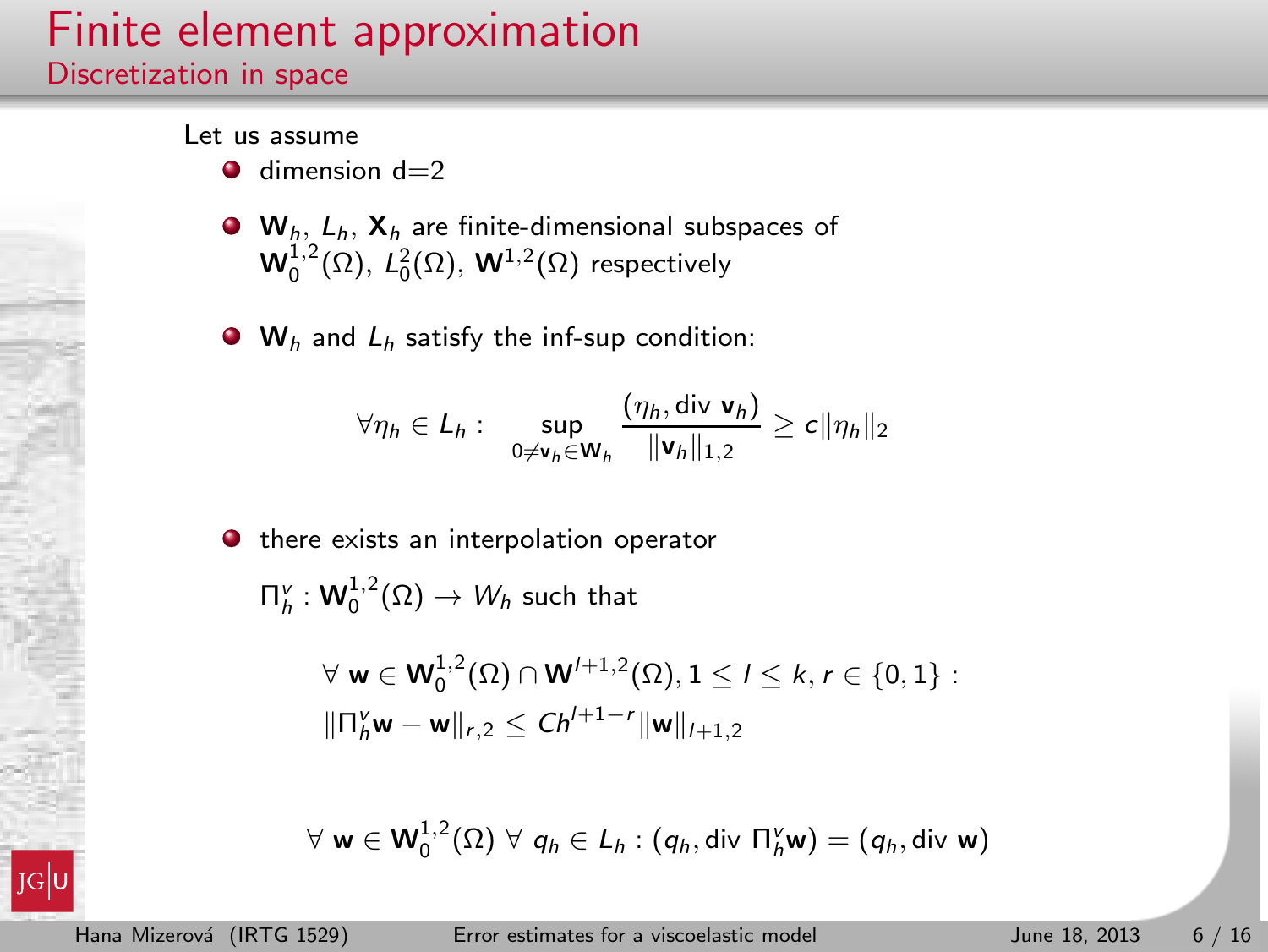# Finite element approximation

## Discretization in space

Let us assume

- dimension d=2
- $\mathbf{W}_h$, $L_h$, $\mathbf{X}_h$ are finite-dimensional subspaces of $\mathbf{W}_0^{1,2}(\Omega)$, $L_0^2(\Omega)$, $\mathbf{W}^{1,2}(\Omega)$ respectively
- $\mathbf{W}_h$ and $L_h$ satisfy the inf-sup condition:

$$\forall \eta_h \in L_h : \quad \sup_{0 \neq \mathbf{v}_h \in \mathbf{W}_h} \frac{(\eta_h, \operatorname{div} \mathbf{v}_h)}{\|\mathbf{v}_h\|_{1,2}} \geq c\|\eta_h\|_2$$

- there exists an interpolation operator

  $\Pi_h^v : \mathbf{W}_0^{1,2}(\Omega) \to W_h$ such that

$$\forall \ \mathbf{w} \in \mathbf{W}_0^{1,2}(\Omega) \cap \mathbf{W}^{l+1,2}(\Omega), 1 \leq l \leq k, r \in \{0,1\} :$$
$$\|\Pi_h^v \mathbf{w} - \mathbf{w}\|_{r,2} \leq Ch^{l+1-r}\|\mathbf{w}\|_{l+1,2}$$

$$\forall \ \mathbf{w} \in \mathbf{W}_0^{1,2}(\Omega) \ \forall \ q_h \in L_h : (q_h, \operatorname{div} \Pi_h^v \mathbf{w}) = (q_h, \operatorname{div} \mathbf{w})$$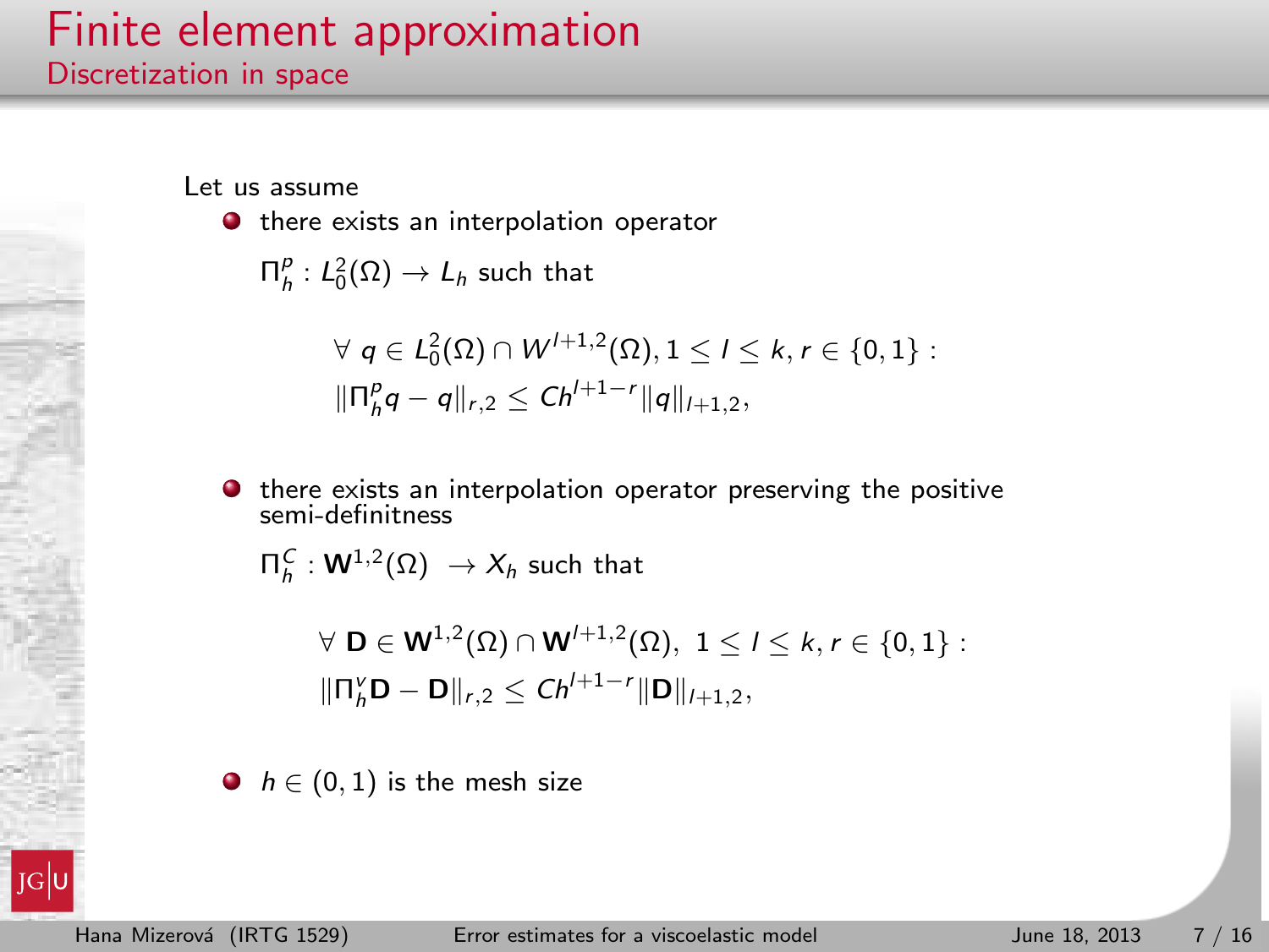# Finite element approximation

## Discretization in space

Let us assume

- there exists an interpolation operator

  $\Pi_h^p : L_0^2(\Omega) \to L_h$ such that

  $$\forall\ q \in L_0^2(\Omega) \cap W^{l+1,2}(\Omega), 1 \leq l \leq k, r \in \{0,1\} :$$
  $$\|\Pi_h^p q - q\|_{r,2} \leq Ch^{l+1-r}\|q\|_{l+1,2},$$

- there exists an interpolation operator preserving the positive semi-definitness

  $\Pi_h^C : \mathbf{W}^{1,2}(\Omega) \ \to X_h$ such that

  $$\forall\ \mathbf{D} \in \mathbf{W}^{1,2}(\Omega) \cap \mathbf{W}^{l+1,2}(\Omega),\ 1 \leq l \leq k, r \in \{0,1\} :$$
  $$\|\Pi_h^v \mathbf{D} - \mathbf{D}\|_{r,2} \leq Ch^{l+1-r}\|\mathbf{D}\|_{l+1,2},$$

- $h \in (0,1)$ is the mesh size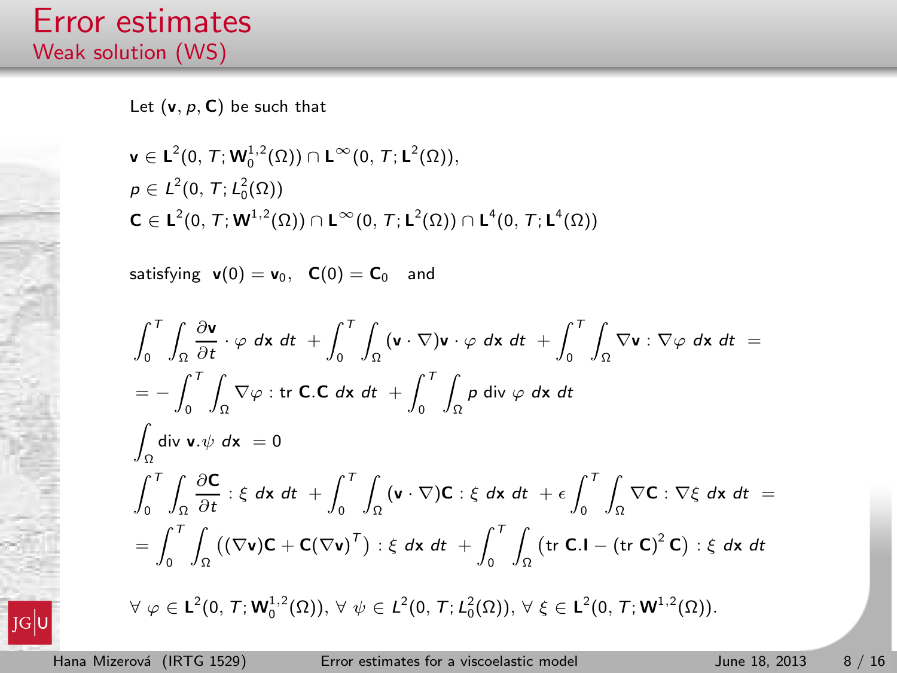# Error estimates

## Weak solution (WS)

Let $(\mathbf{v}, p, \mathbf{C})$ be such that

$$\mathbf{v} \in \mathbf{L}^2(0, T; \mathbf{W}_0^{1,2}(\Omega)) \cap \mathbf{L}^\infty(0, T; \mathbf{L}^2(\Omega)),$$
$$p \in L^2(0, T; L_0^2(\Omega))$$
$$\mathbf{C} \in \mathbf{L}^2(0, T; \mathbf{W}^{1,2}(\Omega)) \cap \mathbf{L}^\infty(0, T; \mathbf{L}^2(\Omega)) \cap \mathbf{L}^4(0, T; \mathbf{L}^4(\Omega))$$

satisfying $\mathbf{v}(0) = \mathbf{v}_0, \quad \mathbf{C}(0) = \mathbf{C}_0$ and

$$\int_0^T \int_\Omega \frac{\partial \mathbf{v}}{\partial t} \cdot \varphi \, d\mathbf{x} \, dt + \int_0^T \int_\Omega (\mathbf{v} \cdot \nabla)\mathbf{v} \cdot \varphi \, d\mathbf{x} \, dt + \int_0^T \int_\Omega \nabla \mathbf{v} : \nabla \varphi \, d\mathbf{x} \, dt =$$
$$= -\int_0^T \int_\Omega \nabla \varphi : \operatorname{tr} \mathbf{C}.\mathbf{C} \, d\mathbf{x} \, dt + \int_0^T \int_\Omega p \operatorname{div} \varphi \, d\mathbf{x} \, dt$$
$$\int_\Omega \operatorname{div} \mathbf{v}.\psi \, d\mathbf{x} = 0$$
$$\int_0^T \int_\Omega \frac{\partial \mathbf{C}}{\partial t} : \xi \, d\mathbf{x} \, dt + \int_0^T \int_\Omega (\mathbf{v} \cdot \nabla)\mathbf{C} : \xi \, d\mathbf{x} \, dt + \epsilon \int_0^T \int_\Omega \nabla \mathbf{C} : \nabla \xi \, d\mathbf{x} \, dt =$$
$$= \int_0^T \int_\Omega \left( (\nabla \mathbf{v})\mathbf{C} + \mathbf{C}(\nabla \mathbf{v})^T \right) : \xi \, d\mathbf{x} \, dt + \int_0^T \int_\Omega \left( \operatorname{tr} \mathbf{C}.\mathbf{I} - (\operatorname{tr} \mathbf{C})^2 \, \mathbf{C} \right) : \xi \, d\mathbf{x} \, dt$$

$\forall \, \varphi \in \mathbf{L}^2(0, T; \mathbf{W}_0^{1,2}(\Omega)), \; \forall \, \psi \in L^2(0, T; L_0^2(\Omega)), \; \forall \, \xi \in \mathbf{L}^2(0, T; \mathbf{W}^{1,2}(\Omega)).$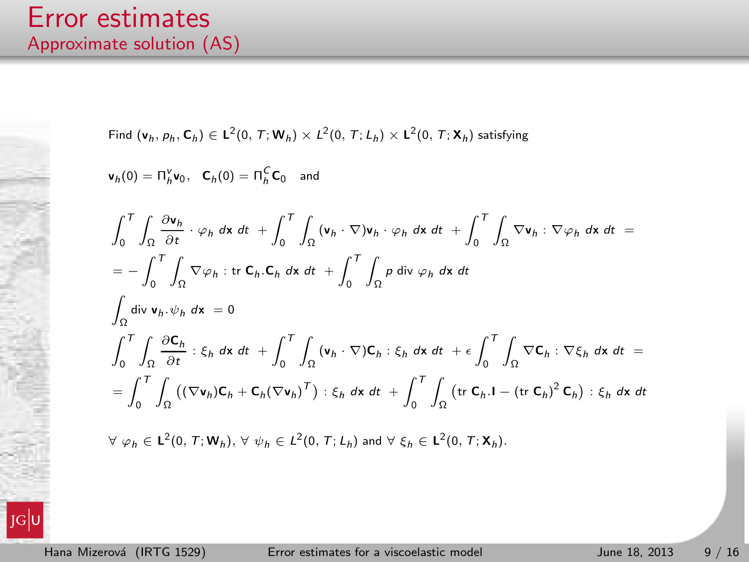# Error estimates

## Approximate solution (AS)

Find $(\mathbf{v}_h, p_h, \mathbf{C}_h) \in \mathbf{L}^2(0, T; \mathbf{W}_h) \times L^2(0, T; L_h) \times \mathbf{L}^2(0, T; \mathbf{X}_h)$ satisfying

$\mathbf{v}_h(0) = \Pi_h^v \mathbf{v}_0, \quad \mathbf{C}_h(0) = \Pi_h^C \mathbf{C}_0$ and

$$
\int_0^T \int_\Omega \frac{\partial \mathbf{v}_h}{\partial t} \cdot \varphi_h \, d\mathbf{x}\, dt + \int_0^T \int_\Omega (\mathbf{v}_h \cdot \nabla)\mathbf{v}_h \cdot \varphi_h \, d\mathbf{x}\, dt + \int_0^T \int_\Omega \nabla \mathbf{v}_h : \nabla \varphi_h \, d\mathbf{x}\, dt =
$$

$$
= -\int_0^T \int_\Omega \nabla \varphi_h : \text{tr } \mathbf{C}_h . \mathbf{C}_h \, d\mathbf{x}\, dt + \int_0^T \int_\Omega p \text{ div } \varphi_h \, d\mathbf{x}\, dt
$$

$$
\int_\Omega \text{div } \mathbf{v}_h . \psi_h \, d\mathbf{x} = 0
$$

$$
\int_0^T \int_\Omega \frac{\partial \mathbf{C}_h}{\partial t} : \xi_h \, d\mathbf{x}\, dt + \int_0^T \int_\Omega (\mathbf{v}_h \cdot \nabla)\mathbf{C}_h : \xi_h \, d\mathbf{x}\, dt + \epsilon \int_0^T \int_\Omega \nabla \mathbf{C}_h : \nabla \xi_h \, d\mathbf{x}\, dt =
$$

$$
= \int_0^T \int_\Omega \left( (\nabla \mathbf{v}_h)\mathbf{C}_h + \mathbf{C}_h (\nabla \mathbf{v}_h)^T \right) : \xi_h \, d\mathbf{x}\, dt + \int_0^T \int_\Omega \left( \text{tr } \mathbf{C}_h . \mathbf{I} - (\text{tr } \mathbf{C}_h)^2 \, \mathbf{C}_h \right) : \xi_h \, d\mathbf{x}\, dt
$$

$\forall \; \varphi_h \in \mathbf{L}^2(0, T; \mathbf{W}_h)$, $\forall \; \psi_h \in L^2(0, T; L_h)$ and $\forall \; \xi_h \in \mathbf{L}^2(0, T; \mathbf{X}_h)$.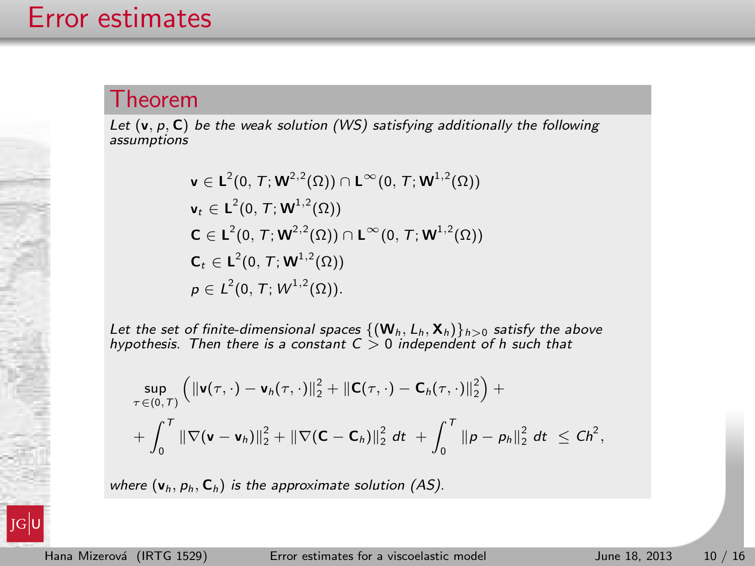# Error estimates

## Theorem

*Let* $(\mathbf{v}, p, \mathbf{C})$ *be the weak solution (WS) satisfying additionally the following assumptions*

$$
\begin{aligned}
&\mathbf{v} \in \mathbf{L}^2(0,T;\mathbf{W}^{2,2}(\Omega)) \cap \mathbf{L}^\infty(0,T;\mathbf{W}^{1,2}(\Omega)) \\
&\mathbf{v}_t \in \mathbf{L}^2(0,T;\mathbf{W}^{1,2}(\Omega)) \\
&\mathbf{C} \in \mathbf{L}^2(0,T;\mathbf{W}^{2,2}(\Omega)) \cap \mathbf{L}^\infty(0,T;\mathbf{W}^{1,2}(\Omega)) \\
&\mathbf{C}_t \in \mathbf{L}^2(0,T;\mathbf{W}^{1,2}(\Omega)) \\
&p \in L^2(0,T;W^{1,2}(\Omega)).
\end{aligned}
$$

*Let the set of finite-dimensional spaces* $\{(\mathbf{W}_h, L_h, \mathbf{X}_h)\}_{h>0}$ *satisfy the above hypothesis. Then there is a constant* $C > 0$ *independent of* $h$ *such that*

$$
\sup_{\tau \in (0,T)} \left( \|\mathbf{v}(\tau,\cdot) - \mathbf{v}_h(\tau,\cdot)\|_2^2 + \|\mathbf{C}(\tau,\cdot) - \mathbf{C}_h(\tau,\cdot)\|_2^2 \right) +
$$

$$
+ \int_0^T \|\nabla(\mathbf{v} - \mathbf{v}_h)\|_2^2 + \|\nabla(\mathbf{C} - \mathbf{C}_h)\|_2^2 \, dt \; + \int_0^T \|p - p_h\|_2^2 \, dt \; \leq Ch^2,
$$

*where* $(\mathbf{v}_h, p_h, \mathbf{C}_h)$ *is the approximate solution (AS).*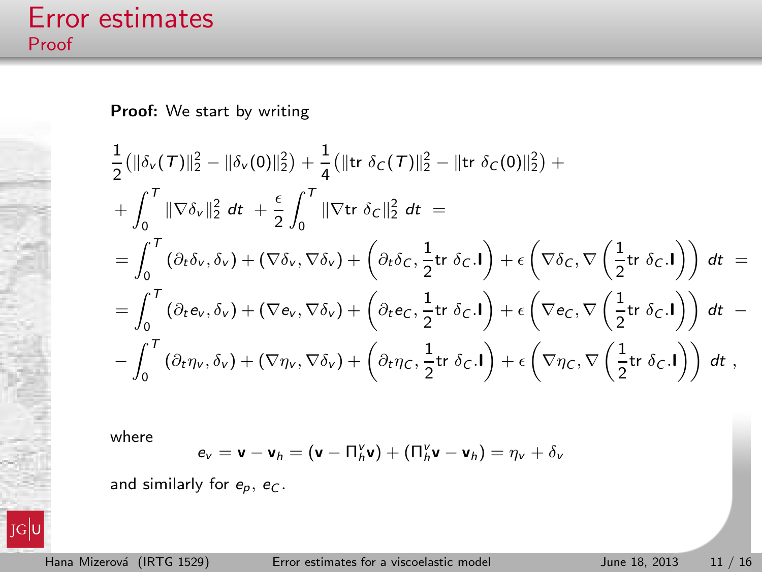# Error estimates

## Proof

**Proof:** We start by writing

$$
\begin{aligned}
&\frac{1}{2}\left(\|\delta_v(T)\|_2^2 - \|\delta_v(0)\|_2^2\right) + \frac{1}{4}\left(\|\text{tr }\delta_C(T)\|_2^2 - \|\text{tr }\delta_C(0)\|_2^2\right) + \\
&+ \int_0^T \|\nabla \delta_v\|_2^2 \, dt \; + \frac{\epsilon}{2}\int_0^T \|\nabla \text{tr }\delta_C\|_2^2 \, dt \; = \\
&= \int_0^T (\partial_t \delta_v, \delta_v) + (\nabla \delta_v, \nabla \delta_v) + \left(\partial_t \delta_C, \frac{1}{2}\text{tr }\delta_C.\mathbf{I}\right) + \epsilon\left(\nabla \delta_C, \nabla\left(\frac{1}{2}\text{tr }\delta_C.\mathbf{I}\right)\right) dt \; = \\
&= \int_0^T (\partial_t e_v, \delta_v) + (\nabla e_v, \nabla \delta_v) + \left(\partial_t e_C, \frac{1}{2}\text{tr }\delta_C.\mathbf{I}\right) + \epsilon\left(\nabla e_C, \nabla\left(\frac{1}{2}\text{tr }\delta_C.\mathbf{I}\right)\right) dt \; - \\
&- \int_0^T (\partial_t \eta_v, \delta_v) + (\nabla \eta_v, \nabla \delta_v) + \left(\partial_t \eta_C, \frac{1}{2}\text{tr }\delta_C.\mathbf{I}\right) + \epsilon\left(\nabla \eta_C, \nabla\left(\frac{1}{2}\text{tr }\delta_C.\mathbf{I}\right)\right) dt \; ,
\end{aligned}
$$

where

$$
e_v = \mathbf{v} - \mathbf{v}_h = (\mathbf{v} - \Pi_h^v \mathbf{v}) + (\Pi_h^v \mathbf{v} - \mathbf{v}_h) = \eta_v + \delta_v
$$

and similarly for $e_p$, $e_C$.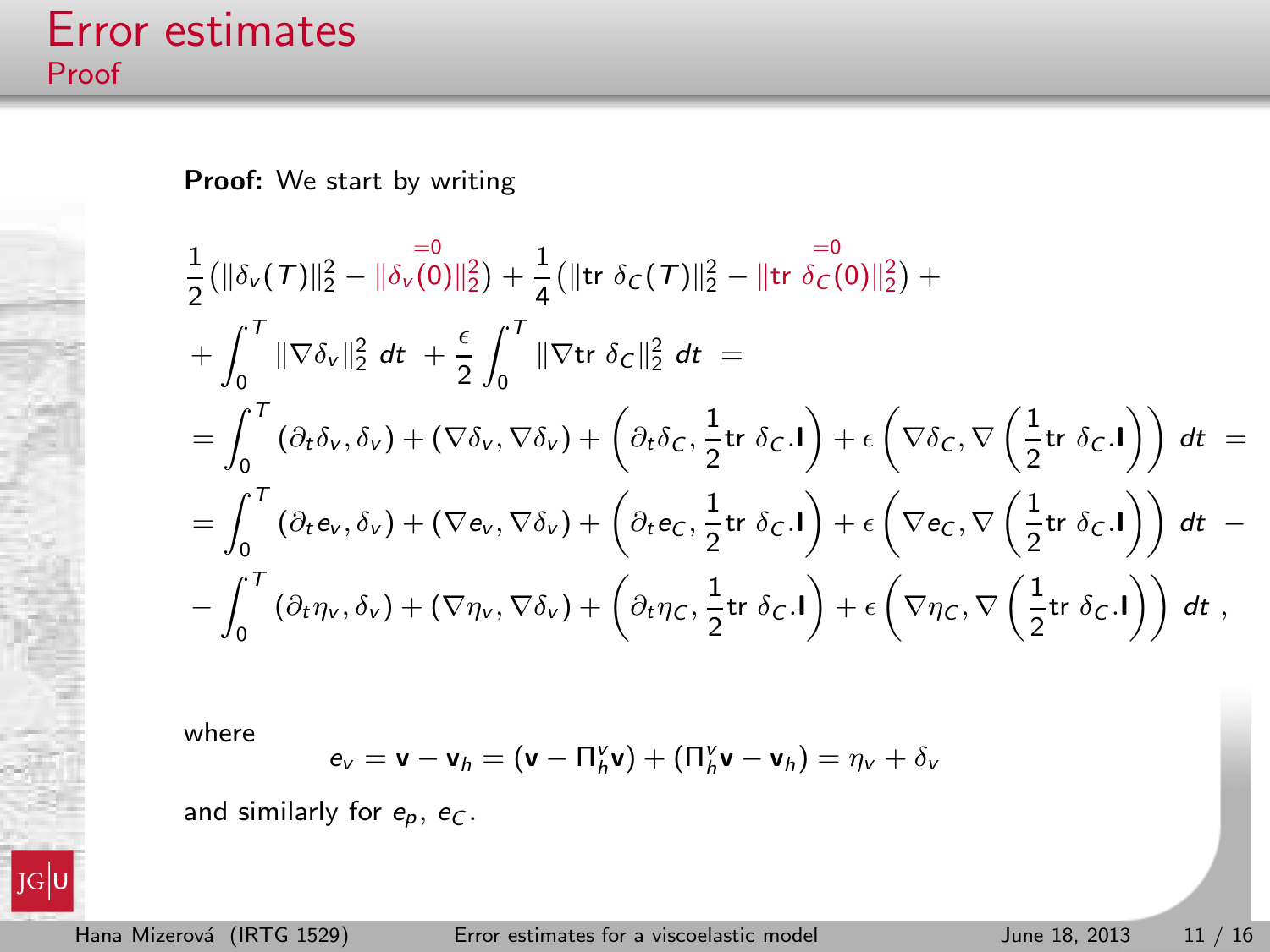# Error estimates

## Proof

**Proof:** We start by writing

$$
\begin{aligned}
&\frac{1}{2}\left(\|\delta_v(T)\|_2^2 - \overset{=0}{\|\delta_v(0)\|_2^2}\right) + \frac{1}{4}\left(\|\text{tr } \delta_C(T)\|_2^2 - \|\text{tr } \overset{=0}{\delta_C(0)}\|_2^2\right) + \\
&+ \int_0^T \|\nabla \delta_v\|_2^2 \, dt \; + \frac{\epsilon}{2}\int_0^T \|\nabla \text{tr } \delta_C\|_2^2 \, dt \; = \\
&= \int_0^T (\partial_t \delta_v, \delta_v) + (\nabla \delta_v, \nabla \delta_v) + \left(\partial_t \delta_C, \frac{1}{2}\text{tr } \delta_C.\mathbf{I}\right) + \epsilon\left(\nabla \delta_C, \nabla\left(\frac{1}{2}\text{tr } \delta_C.\mathbf{I}\right)\right) \, dt \; = \\
&= \int_0^T (\partial_t e_v, \delta_v) + (\nabla e_v, \nabla \delta_v) + \left(\partial_t e_C, \frac{1}{2}\text{tr } \delta_C.\mathbf{I}\right) + \epsilon\left(\nabla e_C, \nabla\left(\frac{1}{2}\text{tr } \delta_C.\mathbf{I}\right)\right) \, dt \; - \\
&- \int_0^T (\partial_t \eta_v, \delta_v) + (\nabla \eta_v, \nabla \delta_v) + \left(\partial_t \eta_C, \frac{1}{2}\text{tr } \delta_C.\mathbf{I}\right) + \epsilon\left(\nabla \eta_C, \nabla\left(\frac{1}{2}\text{tr } \delta_C.\mathbf{I}\right)\right) \, dt \; ,
\end{aligned}
$$

where

$$
e_v = \mathbf{v} - \mathbf{v}_h = (\mathbf{v} - \Pi_h^v \mathbf{v}) + (\Pi_h^v \mathbf{v} - \mathbf{v}_h) = \eta_v + \delta_v
$$

and similarly for $e_p$, $e_C$.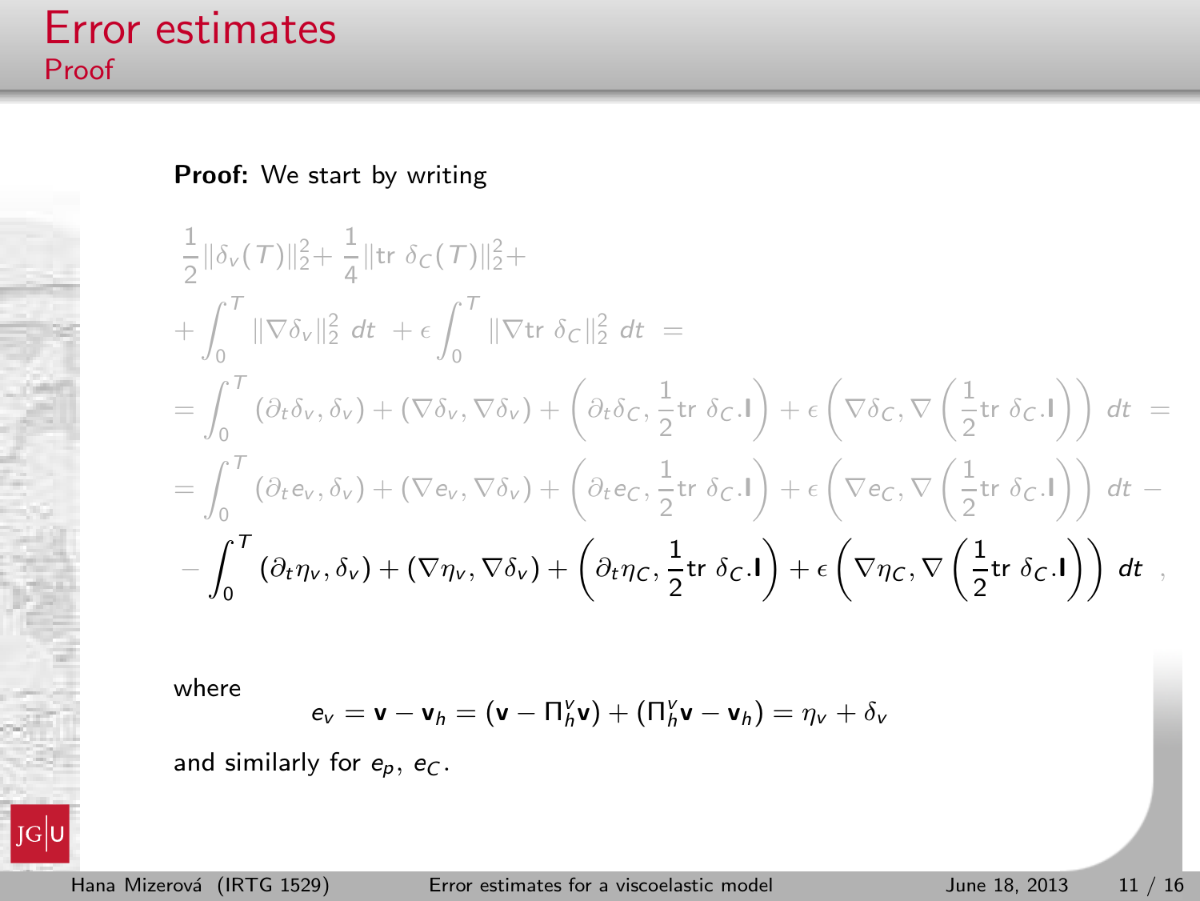# Error estimates

## Proof

**Proof:** We start by writing

$$
\begin{aligned}
&\frac{1}{2}\|\delta_v(T)\|_2^2 + \frac{1}{4}\|\mathrm{tr}\ \delta_C(T)\|_2^2 + \\
&+ \int_0^T \|\nabla \delta_v\|_2^2\ dt\ + \epsilon \int_0^T \|\nabla \mathrm{tr}\ \delta_C\|_2^2\ dt\ = \\
&= \int_0^T (\partial_t \delta_v, \delta_v) + (\nabla \delta_v, \nabla \delta_v) + \left(\partial_t \delta_C, \frac{1}{2}\mathrm{tr}\ \delta_C.\mathbf{I}\right) + \epsilon \left(\nabla \delta_C, \nabla \left(\frac{1}{2}\mathrm{tr}\ \delta_C.\mathbf{I}\right)\right)\ dt\ = \\
&= \int_0^T (\partial_t e_v, \delta_v) + (\nabla e_v, \nabla \delta_v) + \left(\partial_t e_C, \frac{1}{2}\mathrm{tr}\ \delta_C.\mathbf{I}\right) + \epsilon \left(\nabla e_C, \nabla \left(\frac{1}{2}\mathrm{tr}\ \delta_C.\mathbf{I}\right)\right)\ dt\ - \\
&- \int_0^T (\partial_t \eta_v, \delta_v) + (\nabla \eta_v, \nabla \delta_v) + \left(\partial_t \eta_C, \frac{1}{2}\mathrm{tr}\ \delta_C.\mathbf{I}\right) + \epsilon \left(\nabla \eta_C, \nabla \left(\frac{1}{2}\mathrm{tr}\ \delta_C.\mathbf{I}\right)\right)\ dt\ ,
\end{aligned}
$$

where

$$
e_v = \mathbf{v} - \mathbf{v}_h = (\mathbf{v} - \Pi_h^v \mathbf{v}) + (\Pi_h^v \mathbf{v} - \mathbf{v}_h) = \eta_v + \delta_v
$$

and similarly for $e_p$, $e_C$.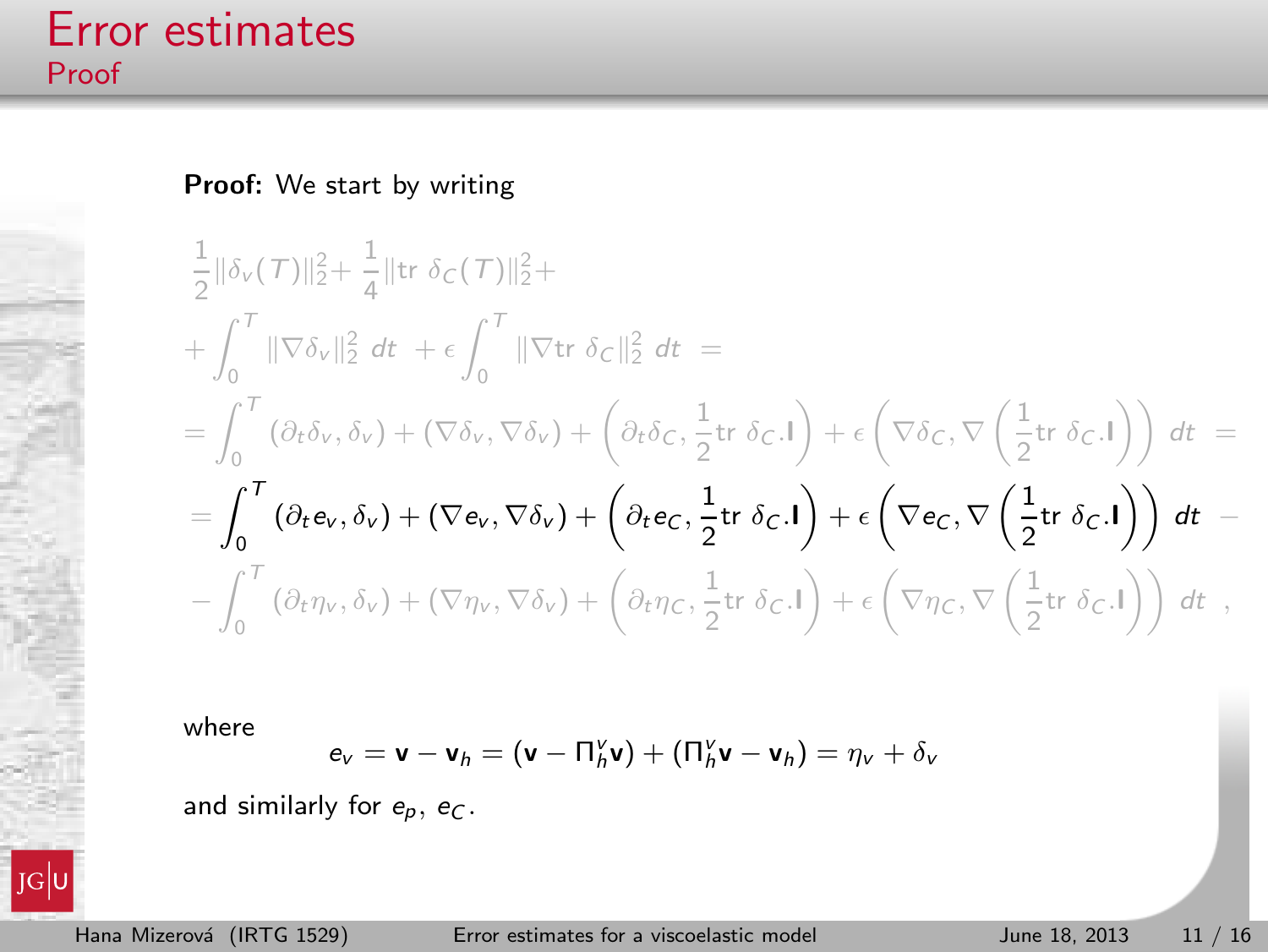# Error estimates

## Proof

**Proof:** We start by writing

$$
\begin{aligned}
&\frac{1}{2}\|\delta_v(T)\|_2^2 + \frac{1}{4}\|\text{tr }\delta_C(T)\|_2^2 + \\
&+ \int_0^T \|\nabla \delta_v\|_2^2 \, dt \; + \epsilon \int_0^T \|\nabla \text{tr }\delta_C\|_2^2 \, dt \; = \\
&= \int_0^T (\partial_t \delta_v, \delta_v) + (\nabla \delta_v, \nabla \delta_v) + \left(\partial_t \delta_C, \frac{1}{2}\text{tr }\delta_C.\mathbf{I}\right) + \epsilon\left(\nabla \delta_C, \nabla\left(\frac{1}{2}\text{tr }\delta_C.\mathbf{I}\right)\right) dt \; = \\
&= \int_0^T (\partial_t e_v, \delta_v) + (\nabla e_v, \nabla \delta_v) + \left(\partial_t e_C, \frac{1}{2}\text{tr }\delta_C.\mathbf{I}\right) + \epsilon\left(\nabla e_C, \nabla\left(\frac{1}{2}\text{tr }\delta_C.\mathbf{I}\right)\right) dt \; - \\
&- \int_0^T (\partial_t \eta_v, \delta_v) + (\nabla \eta_v, \nabla \delta_v) + \left(\partial_t \eta_C, \frac{1}{2}\text{tr }\delta_C.\mathbf{I}\right) + \epsilon\left(\nabla \eta_C, \nabla\left(\frac{1}{2}\text{tr }\delta_C.\mathbf{I}\right)\right) dt \; ,
\end{aligned}
$$

where

$$
e_v = \mathbf{v} - \mathbf{v}_h = (\mathbf{v} - \Pi_h^v \mathbf{v}) + (\Pi_h^v \mathbf{v} - \mathbf{v}_h) = \eta_v + \delta_v
$$

and similarly for $e_p$, $e_C$.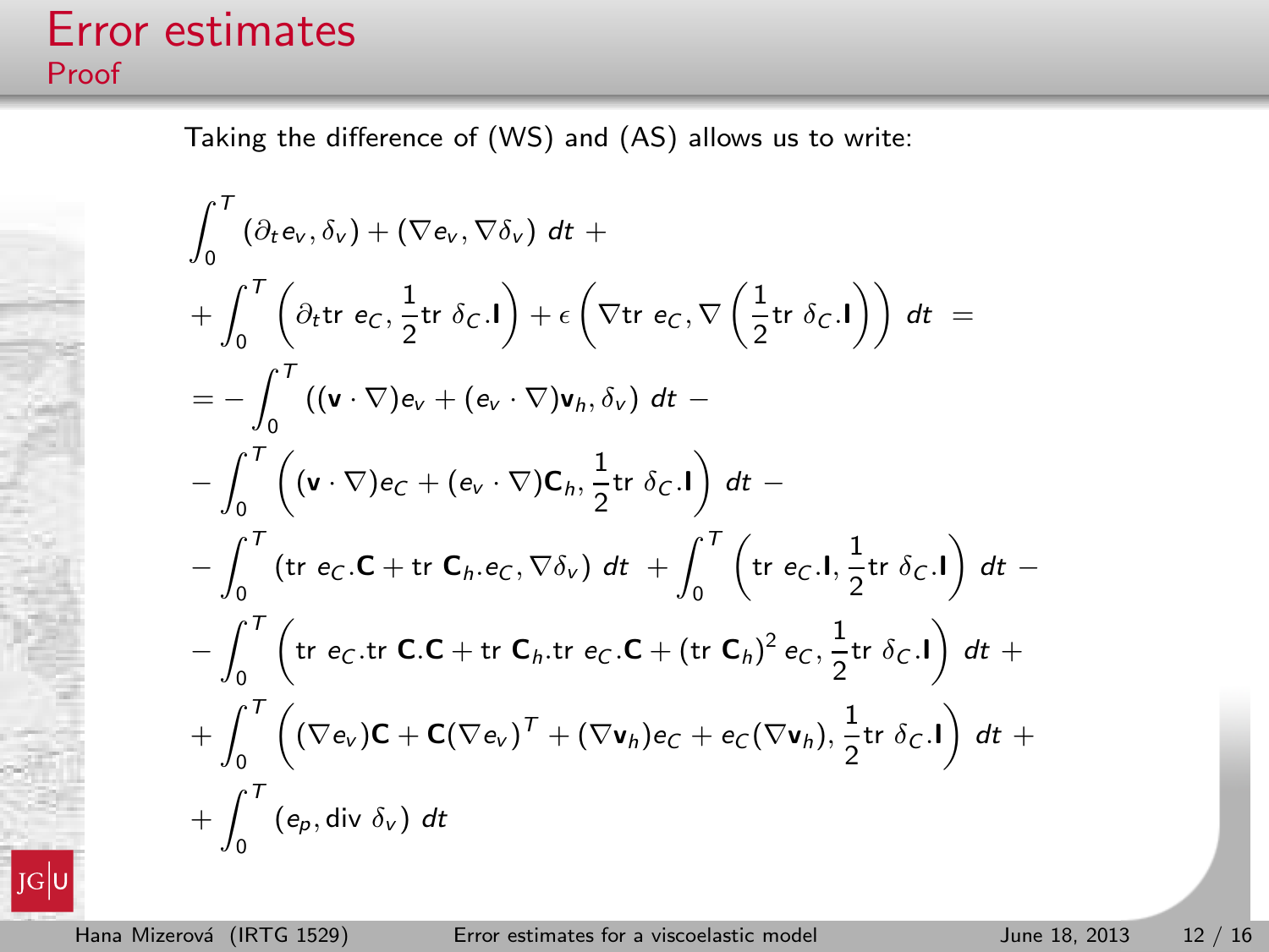# Error estimates

## Proof

Taking the difference of (WS) and (AS) allows us to write:

$$
\begin{aligned}
&\int_0^T (\partial_t e_v, \delta_v) + (\nabla e_v, \nabla \delta_v)\ dt + \\
&+ \int_0^T \left(\partial_t \mathrm{tr}\ e_C, \frac{1}{2}\mathrm{tr}\ \delta_C.\mathbf{I}\right) + \epsilon\left(\nabla \mathrm{tr}\ e_C, \nabla\left(\frac{1}{2}\mathrm{tr}\ \delta_C.\mathbf{I}\right)\right) dt = \\
&= -\int_0^T ((\mathbf{v}\cdot\nabla)e_v + (e_v\cdot\nabla)\mathbf{v}_h, \delta_v)\ dt - \\
&- \int_0^T \left((\mathbf{v}\cdot\nabla)e_C + (e_v\cdot\nabla)\mathbf{C}_h, \frac{1}{2}\mathrm{tr}\ \delta_C.\mathbf{I}\right) dt - \\
&- \int_0^T (\mathrm{tr}\ e_C.\mathbf{C} + \mathrm{tr}\ \mathbf{C}_h.e_C, \nabla\delta_v)\ dt + \int_0^T \left(\mathrm{tr}\ e_C.\mathbf{I}, \frac{1}{2}\mathrm{tr}\ \delta_C.\mathbf{I}\right) dt - \\
&- \int_0^T \left(\mathrm{tr}\ e_C.\mathrm{tr}\ \mathbf{C}.\mathbf{C} + \mathrm{tr}\ \mathbf{C}_h.\mathrm{tr}\ e_C.\mathbf{C} + (\mathrm{tr}\ \mathbf{C}_h)^2\, e_C, \frac{1}{2}\mathrm{tr}\ \delta_C.\mathbf{I}\right) dt + \\
&+ \int_0^T \left((\nabla e_v)\mathbf{C} + \mathbf{C}(\nabla e_v)^T + (\nabla\mathbf{v}_h)e_C + e_C(\nabla\mathbf{v}_h), \frac{1}{2}\mathrm{tr}\ \delta_C.\mathbf{I}\right) dt + \\
&+ \int_0^T (e_p, \mathrm{div}\ \delta_v)\ dt
\end{aligned}
$$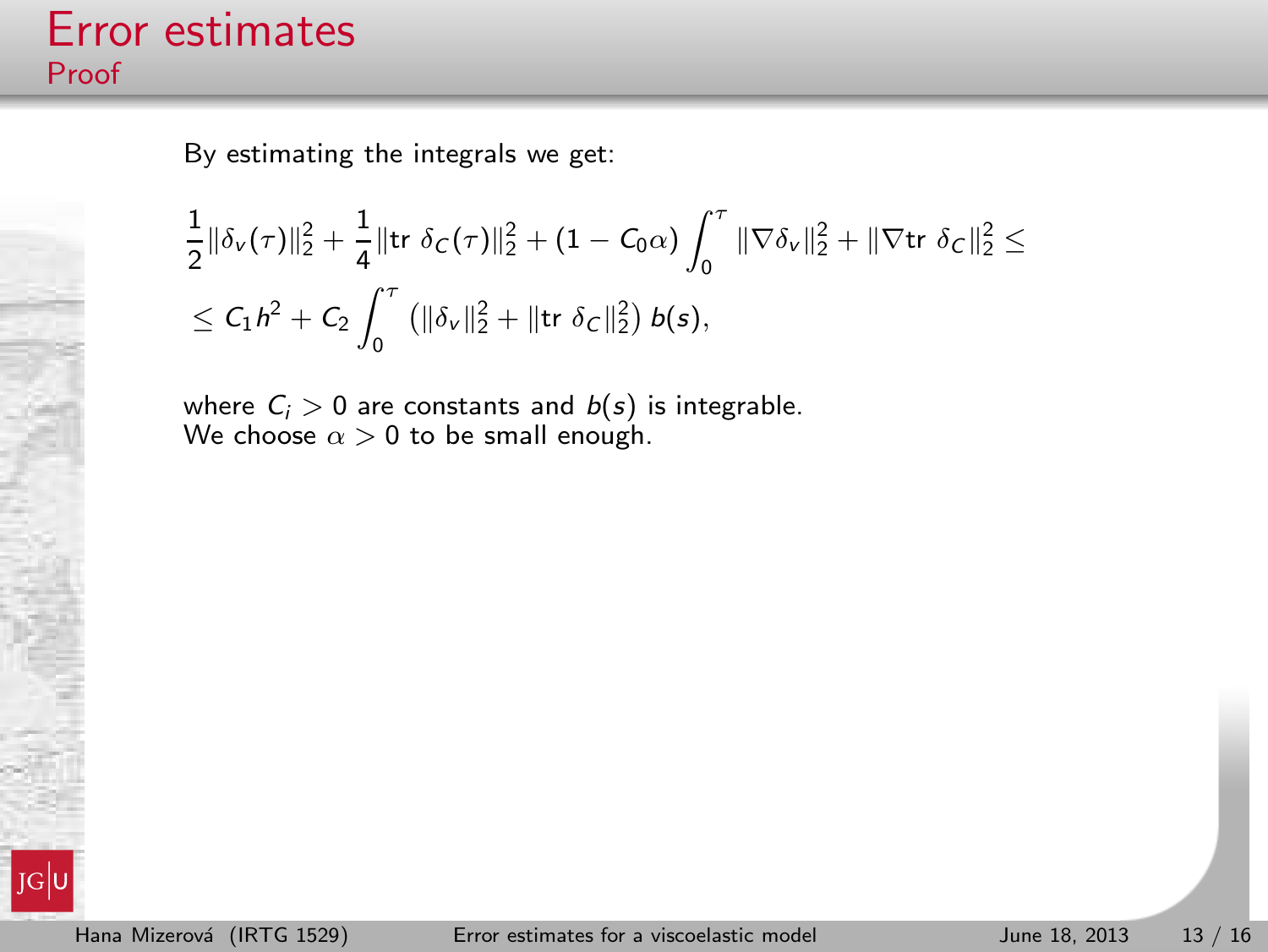## Error estimates

### Proof

By estimating the integrals we get:

$$\frac{1}{2}\|\delta_v(\tau)\|_2^2 + \frac{1}{4}\|\mathrm{tr}\ \delta_C(\tau)\|_2^2 + (1 - C_0\alpha)\int_0^\tau \|\nabla\delta_v\|_2^2 + \|\nabla \mathrm{tr}\ \delta_C\|_2^2 \leq$$

$$\leq C_1 h^2 + C_2 \int_0^\tau \left(\|\delta_v\|_2^2 + \|\mathrm{tr}\ \delta_C\|_2^2\right) b(s),$$

where $C_i > 0$ are constants and $b(s)$ is integrable.
We choose $\alpha > 0$ to be small enough.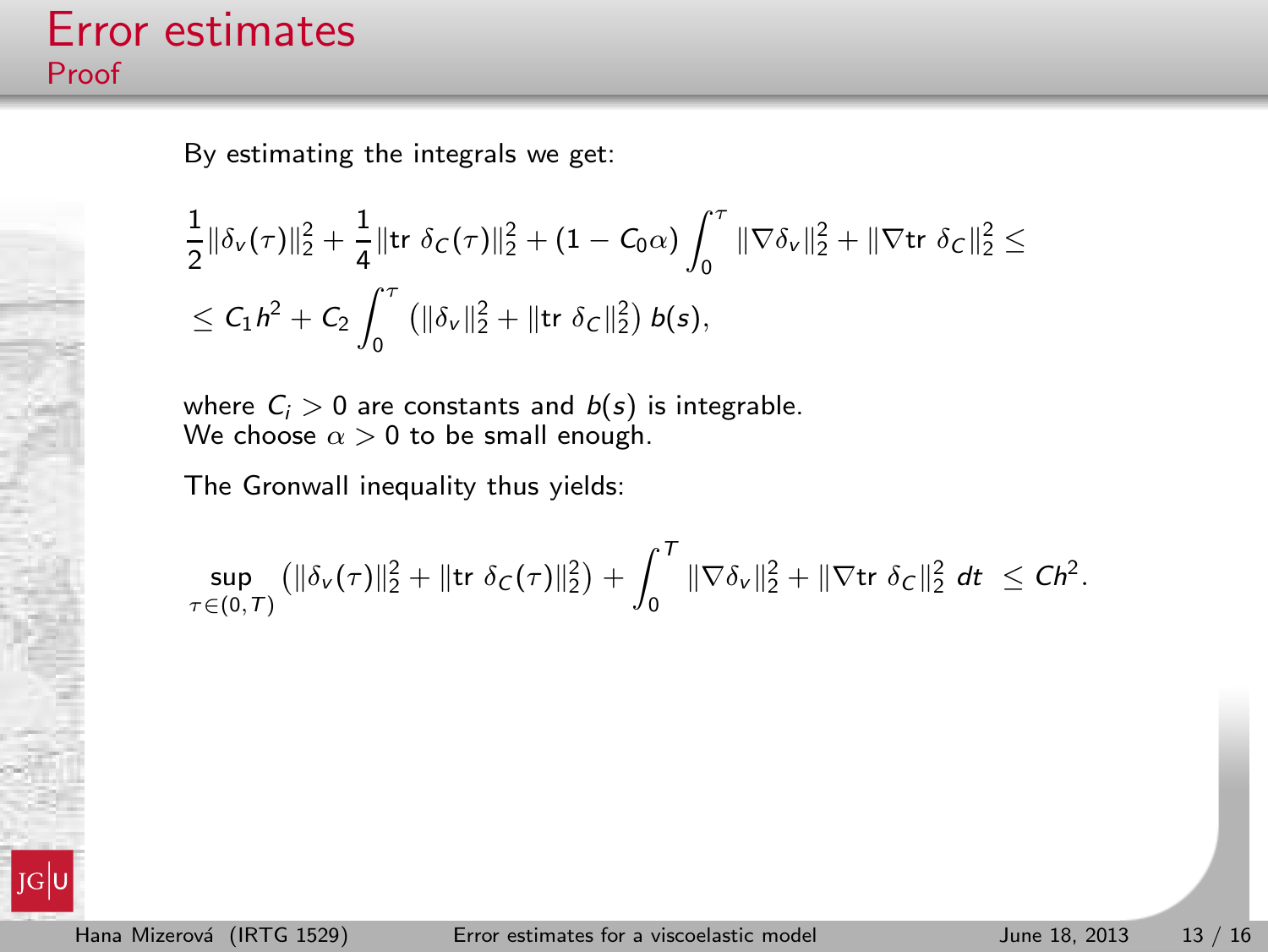# Error estimates

## Proof

By estimating the integrals we get:

$$
\frac{1}{2}\|\delta_v(\tau)\|_2^2 + \frac{1}{4}\|\text{tr } \delta_C(\tau)\|_2^2 + (1 - C_0\alpha)\int_0^\tau \|\nabla\delta_v\|_2^2 + \|\nabla \text{tr } \delta_C\|_2^2 \leq
$$

$$
\leq C_1 h^2 + C_2 \int_0^\tau \left(\|\delta_v\|_2^2 + \|\text{tr } \delta_C\|_2^2\right) b(s),
$$

where $C_i > 0$ are constants and $b(s)$ is integrable.
We choose $\alpha > 0$ to be small enough.

The Gronwall inequality thus yields:

$$
\sup_{\tau \in (0,T)} \left(\|\delta_v(\tau)\|_2^2 + \|\text{tr } \delta_C(\tau)\|_2^2\right) + \int_0^T \|\nabla\delta_v\|_2^2 + \|\nabla \text{tr } \delta_C\|_2^2 \, dt \ \leq Ch^2.
$$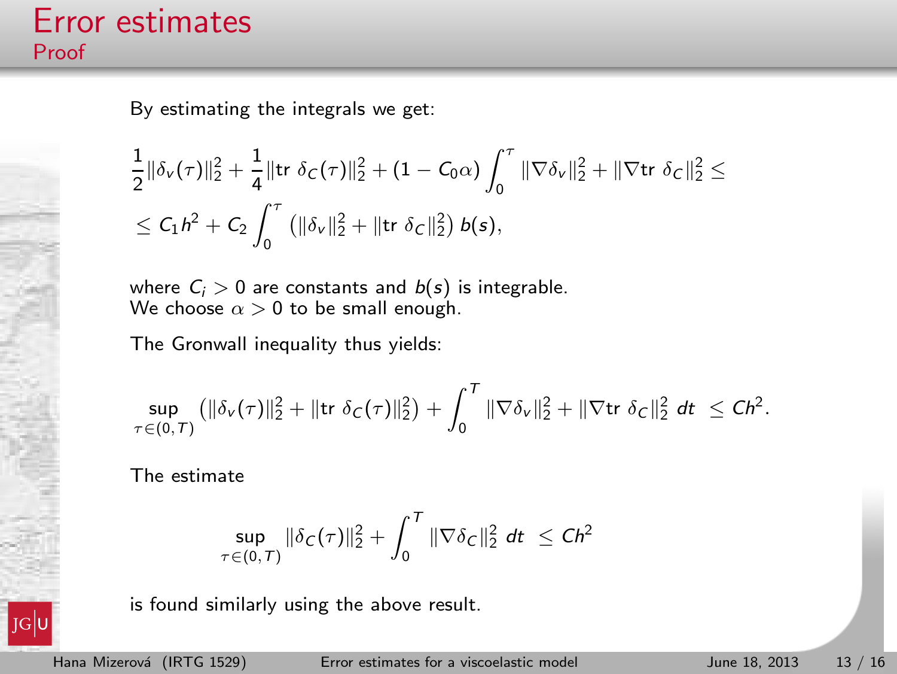# Error estimates

## Proof

By estimating the integrals we get:

$$
\frac{1}{2}\|\delta_v(\tau)\|_2^2 + \frac{1}{4}\|\text{tr } \delta_C(\tau)\|_2^2 + (1 - C_0\alpha)\int_0^\tau \|\nabla\delta_v\|_2^2 + \|\nabla \text{tr } \delta_C\|_2^2 \leq
$$

$$
\leq C_1 h^2 + C_2 \int_0^\tau \left(\|\delta_v\|_2^2 + \|\text{tr } \delta_C\|_2^2\right) b(s),
$$

where $C_i > 0$ are constants and $b(s)$ is integrable.
We choose $\alpha > 0$ to be small enough.

The Gronwall inequality thus yields:

$$
\sup_{\tau \in (0,T)} \left(\|\delta_v(\tau)\|_2^2 + \|\text{tr } \delta_C(\tau)\|_2^2\right) + \int_0^T \|\nabla\delta_v\|_2^2 + \|\nabla \text{tr } \delta_C\|_2^2 \, dt \ \leq Ch^2.
$$

The estimate

$$
\sup_{\tau \in (0,T)} \|\delta_C(\tau)\|_2^2 + \int_0^T \|\nabla\delta_C\|_2^2 \, dt \ \leq Ch^2
$$

is found similarly using the above result.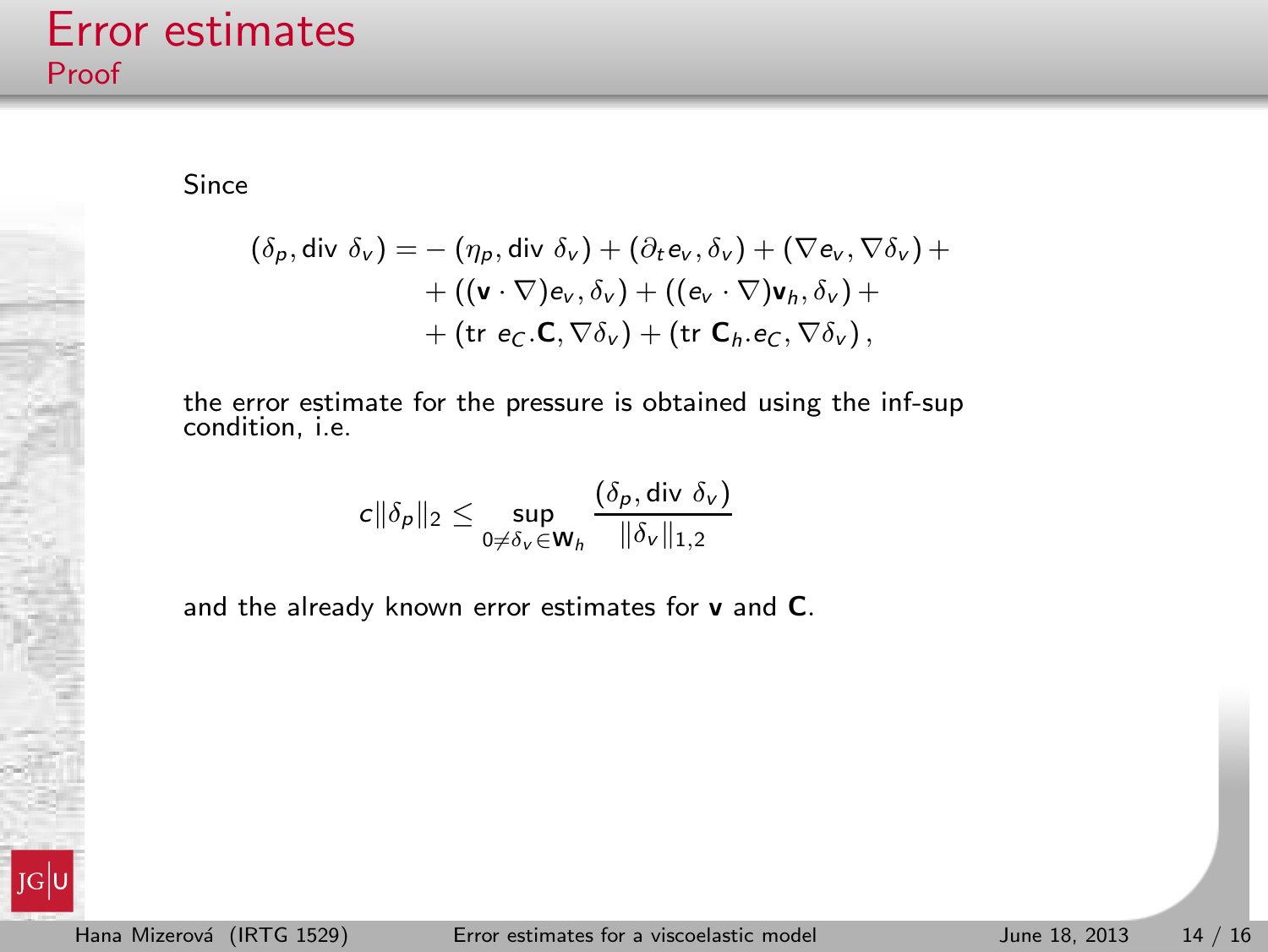# Error estimates

## Proof

Since

$$
\begin{aligned}
(\delta_p, \operatorname{div}\, \delta_v) = & -(\eta_p, \operatorname{div}\, \delta_v) + (\partial_t e_v, \delta_v) + (\nabla e_v, \nabla \delta_v) + \\
& + ((\mathbf{v} \cdot \nabla) e_v, \delta_v) + ((e_v \cdot \nabla)\mathbf{v}_h, \delta_v) + \\
& + (\operatorname{tr}\, e_C.\mathbf{C}, \nabla \delta_v) + (\operatorname{tr}\, \mathbf{C}_h.e_C, \nabla \delta_v),
\end{aligned}
$$

the error estimate for the pressure is obtained using the inf-sup condition, i.e.

$$
c\|\delta_p\|_2 \leq \sup_{0 \neq \delta_v \in \mathbf{W}_h} \frac{(\delta_p, \operatorname{div}\, \delta_v)}{\|\delta_v\|_{1,2}}
$$

and the already known error estimates for $\mathbf{v}$ and $\mathbf{C}$.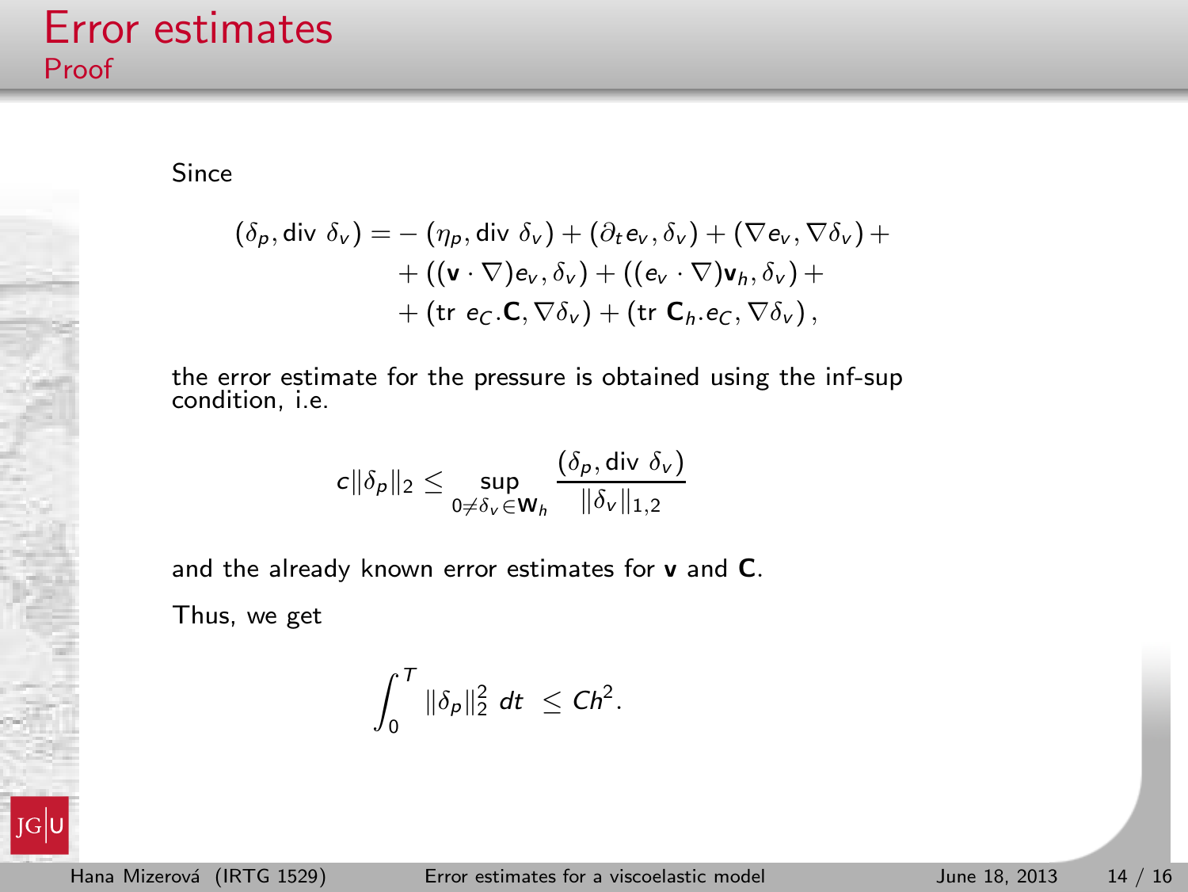# Error estimates

## Proof

Since

$$
\begin{aligned}
(\delta_p, \text{div } \delta_v) = & - (\eta_p, \text{div } \delta_v) + (\partial_t e_v, \delta_v) + (\nabla e_v, \nabla \delta_v) + \\
& + ((\mathbf{v} \cdot \nabla) e_v, \delta_v) + ((e_v \cdot \nabla) \mathbf{v}_h, \delta_v) + \\
& + (\text{tr } e_C . \mathbf{C}, \nabla \delta_v) + (\text{tr } \mathbf{C}_h . e_C, \nabla \delta_v),
\end{aligned}
$$

the error estimate for the pressure is obtained using the inf-sup condition, i.e.

$$
c \|\delta_p\|_2 \leq \sup_{0 \neq \delta_v \in \mathbf{W}_h} \frac{(\delta_p, \text{div } \delta_v)}{\|\delta_v\|_{1,2}}
$$

and the already known error estimates for $\mathbf{v}$ and $\mathbf{C}$.

Thus, we get

$$
\int_0^T \|\delta_p\|_2^2 \, dt \; \leq Ch^2.
$$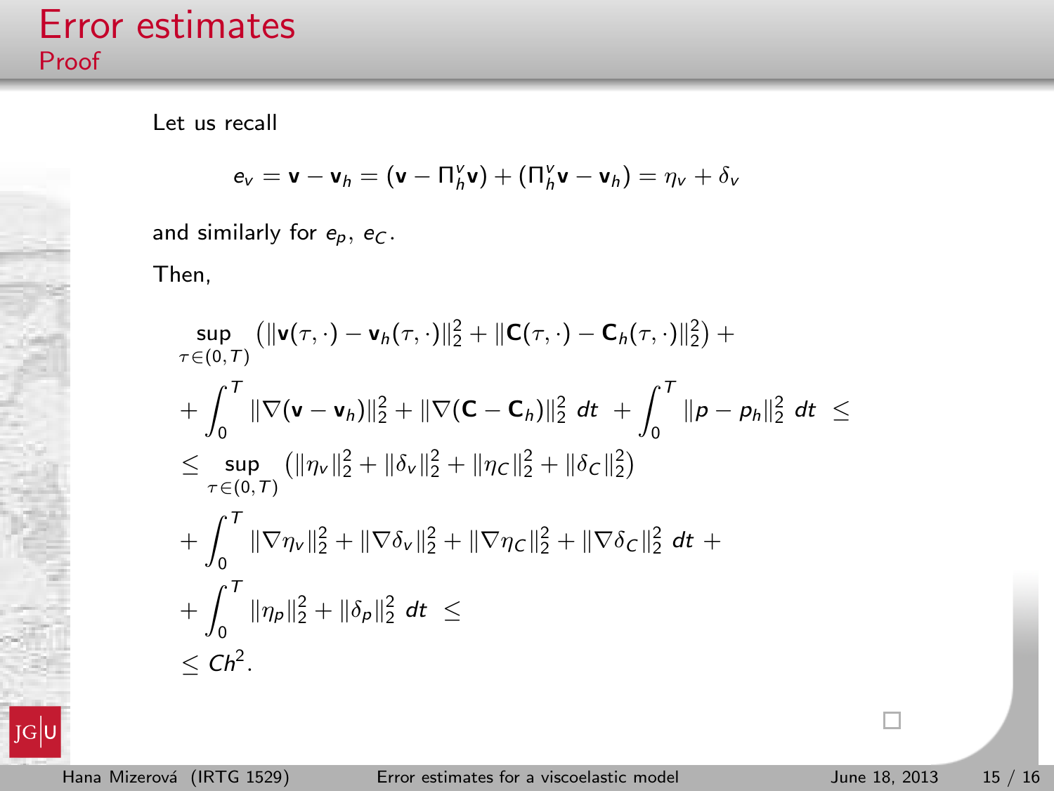# Error estimates

## Proof

Let us recall

$$e_v = \mathbf{v} - \mathbf{v}_h = (\mathbf{v} - \Pi_h^v \mathbf{v}) + (\Pi_h^v \mathbf{v} - \mathbf{v}_h) = \eta_v + \delta_v$$

and similarly for $e_p$, $e_C$.

Then,

$$
\begin{aligned}
&\sup_{\tau \in (0,T)} \left( \|\mathbf{v}(\tau,\cdot) - \mathbf{v}_h(\tau,\cdot)\|_2^2 + \|\mathbf{C}(\tau,\cdot) - \mathbf{C}_h(\tau,\cdot)\|_2^2 \right) + \\
&+ \int_0^T \|\nabla(\mathbf{v} - \mathbf{v}_h)\|_2^2 + \|\nabla(\mathbf{C} - \mathbf{C}_h)\|_2^2 \, dt \; + \int_0^T \|p - p_h\|_2^2 \, dt \; \leq \\
&\leq \sup_{\tau \in (0,T)} \left( \|\eta_v\|_2^2 + \|\delta_v\|_2^2 + \|\eta_C\|_2^2 + \|\delta_C\|_2^2 \right) \\
&+ \int_0^T \|\nabla \eta_v\|_2^2 + \|\nabla \delta_v\|_2^2 + \|\nabla \eta_C\|_2^2 + \|\nabla \delta_C\|_2^2 \, dt \; + \\
&+ \int_0^T \|\eta_p\|_2^2 + \|\delta_p\|_2^2 \, dt \; \leq \\
&\leq Ch^2.
\end{aligned}
$$

□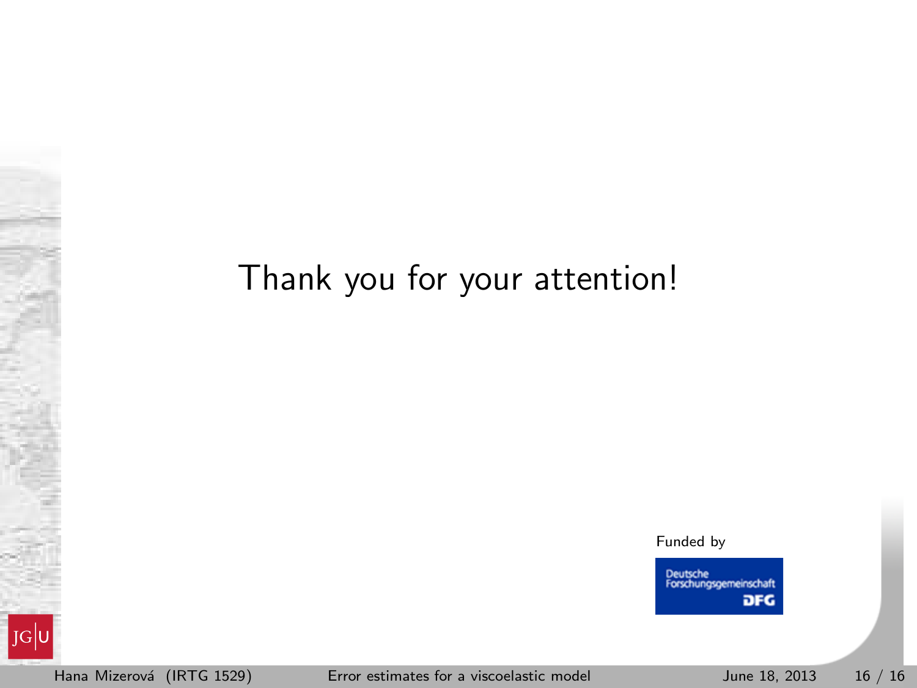Thank you for your attention!

Funded by

Deutsche Forschungsgemeinschaft DFG